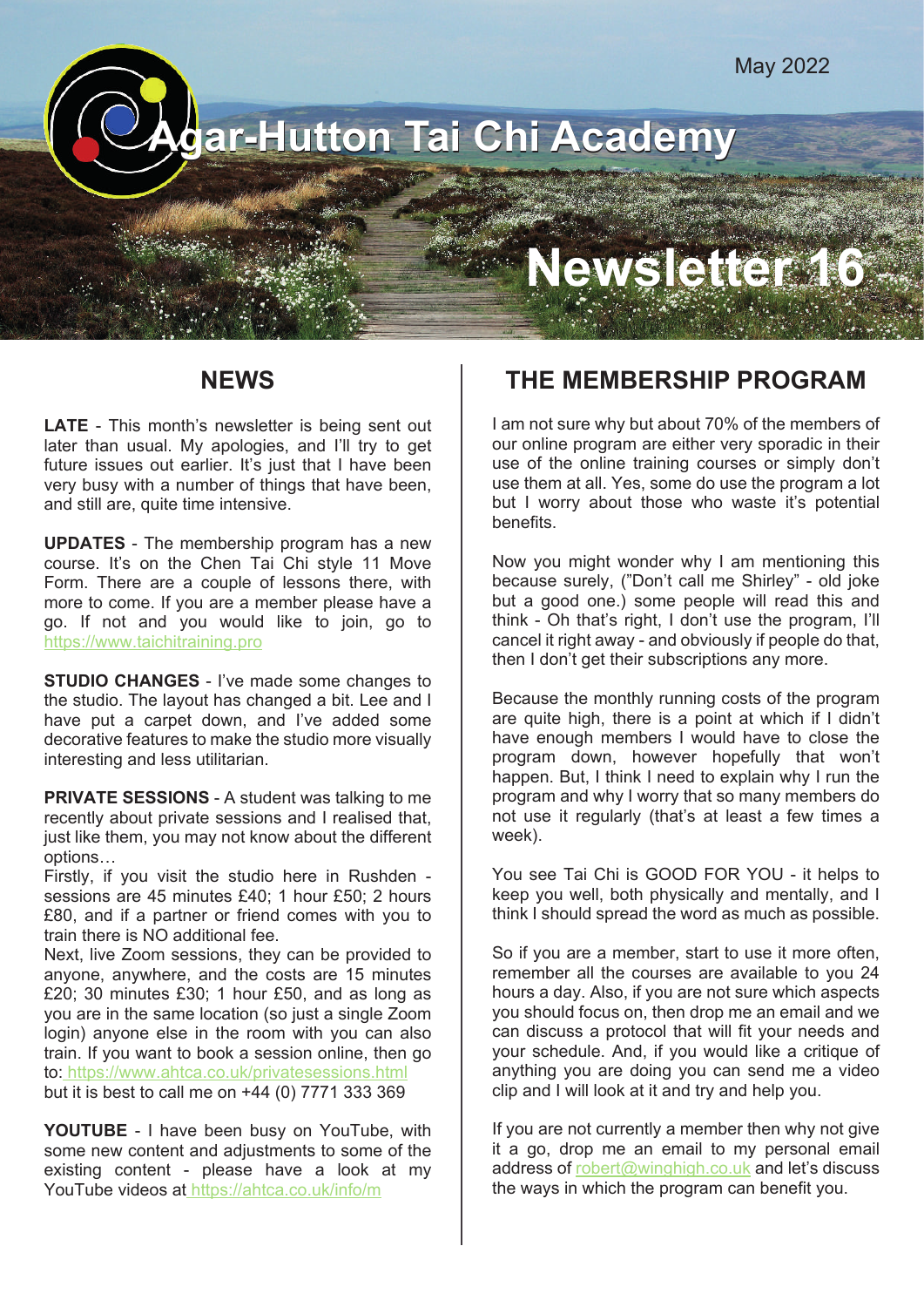May 2022

# Agar-Hutton Tai Chi Academy

# Newsletter 16

## NEWS

**LATE** - This month's newsletter is being sent out later than usual. My apologies, and I'll try to get future issues out earlier. It's just that I have been very busy with a number of things that have been, and still are, quite time intensive.

**UPDATES** - The membership program has a new course. It's on the Chen Tai Chi style 11 Move Form. There are a couple of lessons there, with more to come. If you are a member please have a go. If not and you would like to join, go to https://www.taichitraining.pro

**STUDIO CHANGES** - I've made some changes to the studio. The layout has changed a bit. Lee and I have put a carpet down, and I've added some decorative features to make the studio more visually interesting and less utilitarian.

**PRIVATE SESSIONS** - A student was talking to me recently about private sessions and I realised that, just like them, you may not know about the different options…

Firstly, if you visit the studio here in Rushden - sessions are 45 minutes £40; 1 hour £50; 2 hours £80, and if a partner or friend comes with you to train there is NO additional fee.

Next, live Zoom sessions, they can be provided to anyone, anywhere, and the costs are 15 minutes £20; 30 minutes £30; 1 hour £50, and as long as you are in the same location (so just a single Zoom login) anyone else in the room with you can also train. If you want to book a session online, then go to: https://www.ahtca.co.uk/privatesessions.html but it is best to call me on +44 (0) 7771 333 369

**YOUTUBE** - I have been busy on YouTube, with some new content and adjustments to some of the existing content - please have a look at my YouTube videos at https://ahtca.co.uk/info/m

## THE MEMBERSHIP PROGRAM

I am not sure why but about 70% of the members of our online program are either very sporadic in their use of the online training courses or simply don't use them at all. Yes, some do use the program a lot but I worry about those who waste it's potential benefits.

Now you might wonder why I am mentioning this because surely, ("Don't call me Shirley" - old joke but a good one.) some people will read this and think - Oh that's right, I don't use the program, I'll cancel it right away - and obviously if people do that, then I don't get their subscriptions any more.

Because the monthly running costs of the program are quite high, there is a point at which if I didn't have enough members I would have to close the program down, however hopefully that won't happen. But, I think I need to explain why I run the program and why I worry that so many members do not use it regularly (that's at least a few times a week).

You see Tai Chi is GOOD FOR YOU - it helps to keep you well, both physically and mentally, and I think I should spread the word as much as possible.

So if you are a member, start to use it more often, remember all the courses are available to you 24 hours a day. Also, if you are not sure which aspects you should focus on, then drop me an email and we can discuss a protocol that will fit your needs and your schedule. And, if you would like a critique of anything you are doing you can send me a video clip and I will look at it and try and help you.

If you are not currently a member then why not give it a go, drop me an email to my personal email address of robert@winghigh.co.uk and let's discuss the ways in which the program can benefit you.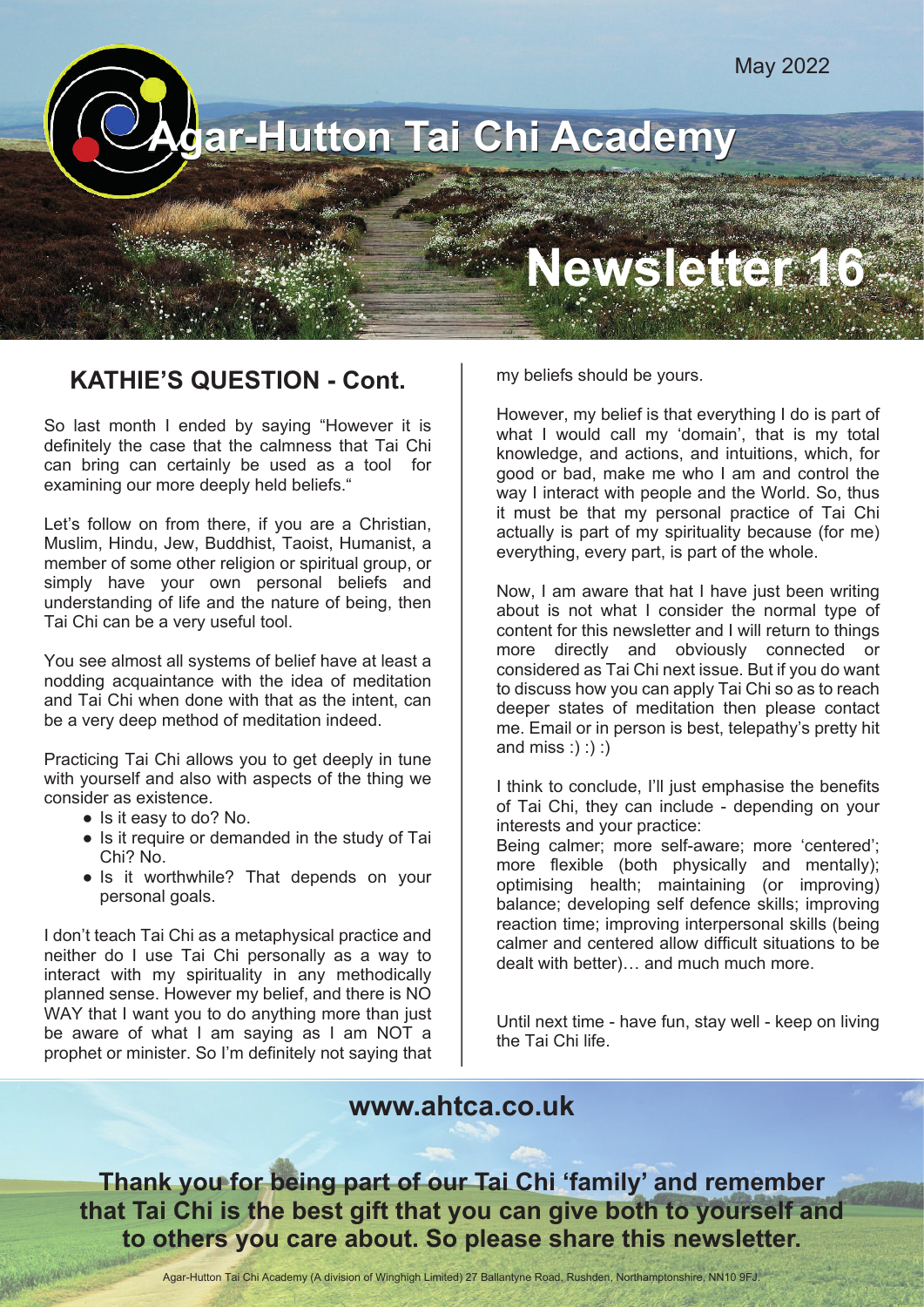May 2022

# Agar-Hutton Tai Chi Academy

# Newsletter 16

## KATHIE'S QUESTION - Cont.

So last month I ended by saying "However it is definitely the case that the calmness that Tai Chi can bring can certainly be used as a tool for examining our more deeply held beliefs."

Let's follow on from there, if you are a Christian, Muslim, Hindu, Jew, Buddhist, Taoist, Humanist, a member of some other religion or spiritual group, or simply have your own personal beliefs and understanding of life and the nature of being, then Tai Chi can be a very useful tool.

You see almost all systems of belief have at least a nodding acquaintance with the idea of meditation and Tai Chi when done with that as the intent, can be a very deep method of meditation indeed.

Practicing Tai Chi allows you to get deeply in tune with yourself and also with aspects of the thing we consider as existence.

- Is it easy to do? No.
- Is it require or demanded in the study of Tai Chi? No.
- Is it worthwhile? That depends on your personal goals.

I don't teach Tai Chi as a metaphysical practice and neither do I use Tai Chi personally as a way to interact with my spirituality in any methodically planned sense. However my belief, and there is NO WAY that I want you to do anything more than just be aware of what I am saying as I am NOT a prophet or minister. So I'm definitely not saying that my beliefs should be yours.

However, my belief is that everything I do is part of what I would call my 'domain', that is my total knowledge, and actions, and intuitions, which, for good or bad, make me who I am and control the way I interact with people and the World. So, thus it must be that my personal practice of Tai Chi actually is part of my spirituality because (for me) everything, every part, is part of the whole.

Now, I am aware that hat I have just been writing about is not what I consider the normal type of content for this newsletter and I will return to things more directly and obviously connected or considered as Tai Chi next issue. But if you do want to discuss how you can apply Tai Chi so as to reach deeper states of meditation then please contact me. Email or in person is best, telepathy's pretty hit and miss :) :) :)

I think to conclude, I'll just emphasise the benefits of Tai Chi, they can include - depending on your interests and your practice:
Being calmer; more self-aware; more 'centered'; more flexible (both physically and mentally); optimising health; maintaining (or improving) balance; developing self defence skills; improving reaction time; improving interpersonal skills (being calmer and centered allow difficult situations to be dealt with better)… and much much more.

Until next time - have fun, stay well - keep on living the Tai Chi life.

**www.ahtca.co.uk**

**Thank you for being part of our Tai Chi 'family' and remember that Tai Chi is the best gift that you can give both to yourself and to others you care about. So please share this newsletter.**

Agar-Hutton Tai Chi Academy (A division of Winghigh Limited) 27 Ballantyne Road, Rushden, Northamptonshire, NN10 9FJ.